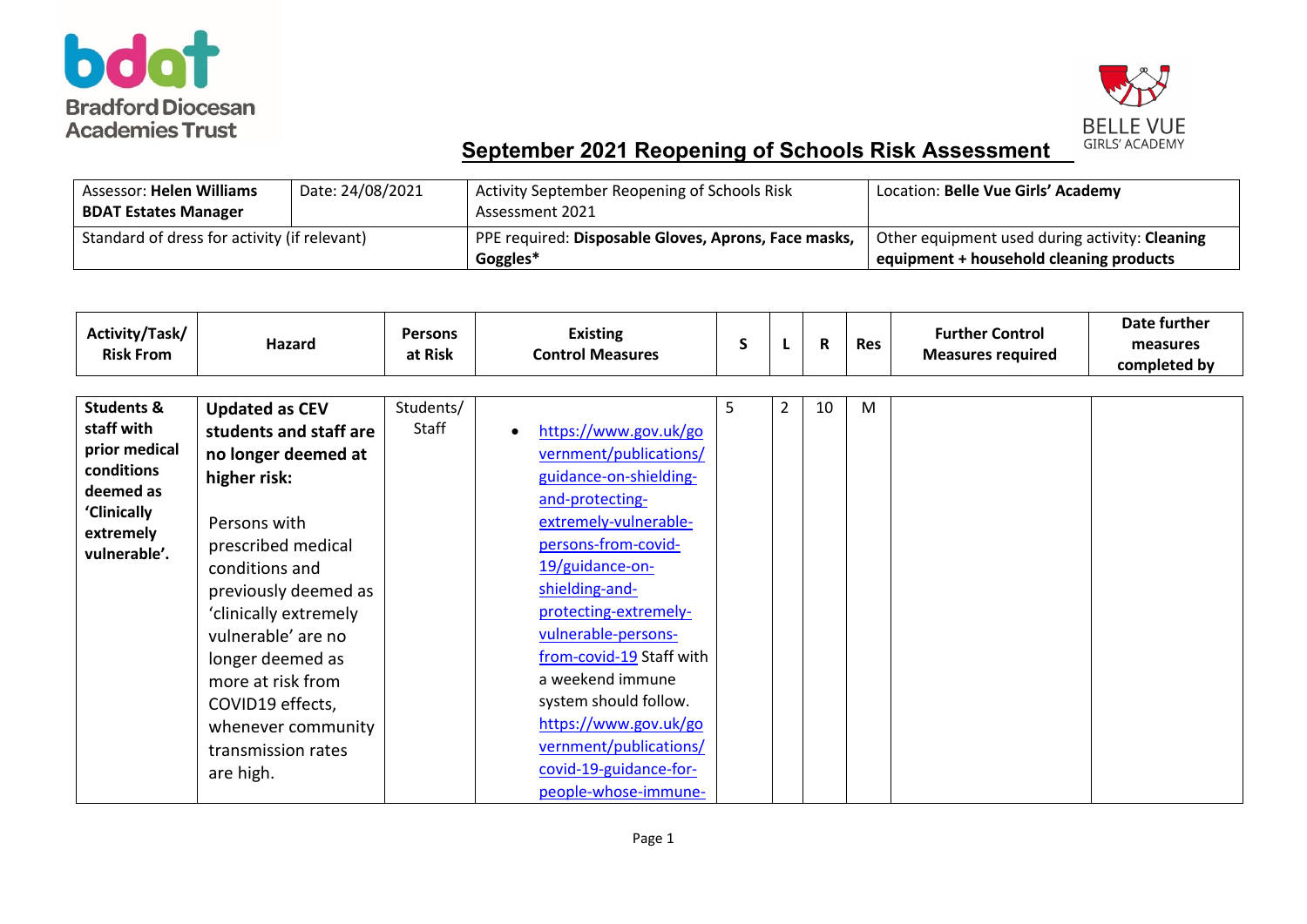Bradford Diocesan Academies Trust

BELLE VUE GIRLS' ACADEMY

# September 2021 Reopening of Schools Risk Assessment

| Assessor: **Helen Williams BDAT Estates Manager** | Date: 24/08/2021 | Activity September Reopening of Schools Risk Assessment 2021 | Location: **Belle Vue Girls' Academy** |
|---|---|---|---|
| Standard of dress for activity (if relevant) | | PPE required: **Disposable Gloves, Aprons, Face masks, Goggles*** | Other equipment used during activity: **Cleaning equipment + household cleaning products** |

| Activity/Task/ Risk From | Hazard | Persons at Risk | Existing Control Measures | S | L | R | Res | Further Control Measures required | Date further measures completed by |
|---|---|---|---|---|---|---|---|---|---|
| **Students & staff with prior medical conditions deemed as 'Clinically extremely vulnerable'.** | **Updated as CEV students and staff are no longer deemed at higher risk:** Persons with prescribed medical conditions and previously deemed as 'clinically extremely vulnerable' are no longer deemed as more at risk from COVID19 effects, whenever community transmission rates are high. | Students/ Staff | • https://www.gov.uk/government/publications/guidance-on-shielding-and-protecting-extremely-vulnerable-persons-from-covid-19/guidance-on-shielding-and-protecting-extremely-vulnerable-persons-from-covid-19 Staff with a weekend immune system should follow. https://www.gov.uk/government/publications/covid-19-guidance-for-people-whose-immune- | 5 | 2 | 10 | M | | |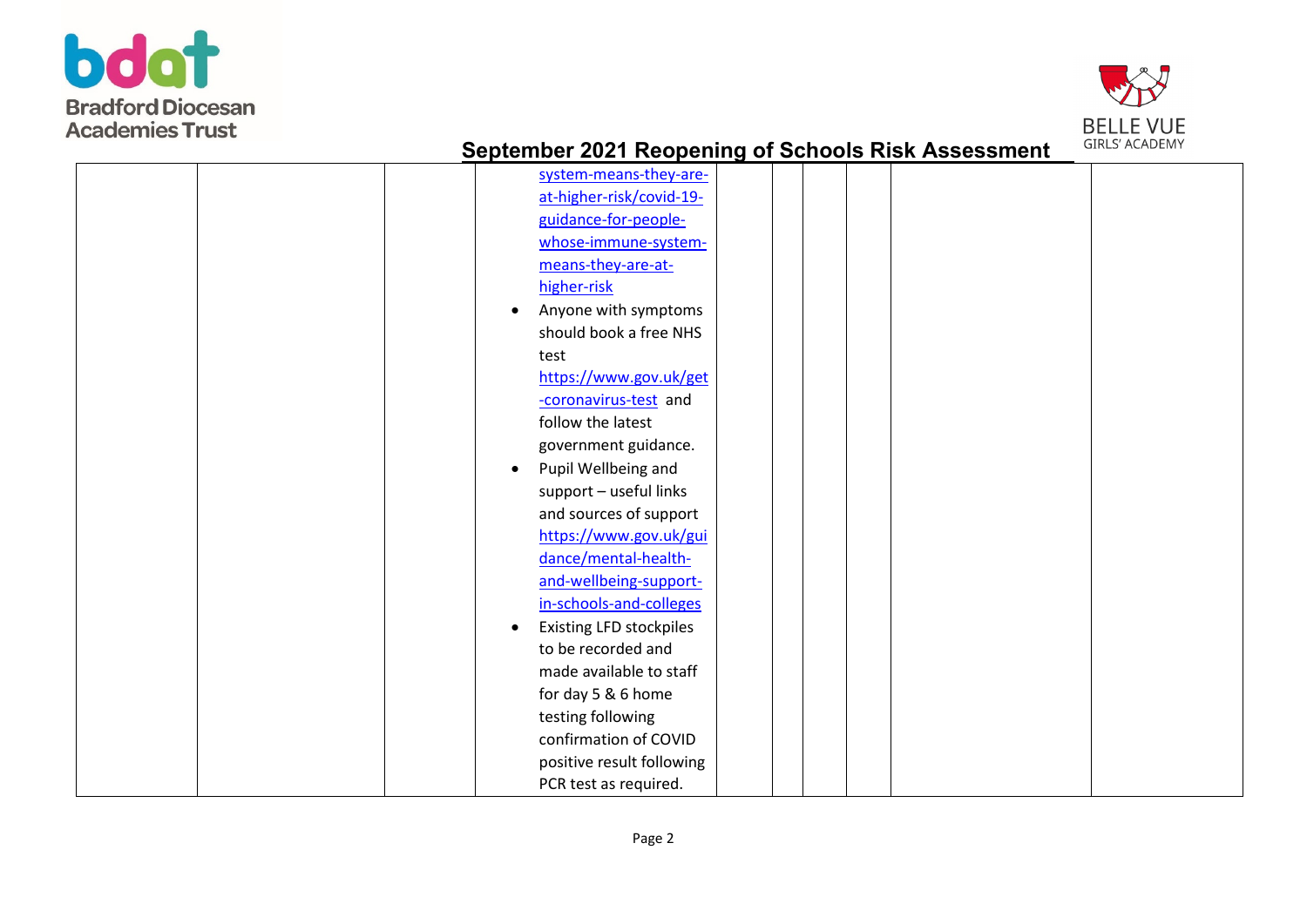| | | | | | | | | | |
|---|---|---|---|---|---|---|---|---|---|
| | | | system-means-they-are-at-higher-risk/covid-19-guidance-for-people-whose-immune-system-means-they-are-at-higher-risk<br>• Anyone with symptoms should book a free NHS test https://www.gov.uk/get-coronavirus-test and follow the latest government guidance.<br>• Pupil Wellbeing and support – useful links and sources of support https://www.gov.uk/guidance/mental-health-and-wellbeing-support-in-schools-and-colleges<br>• Existing LFD stockpiles to be recorded and made available to staff for day 5 & 6 home testing following confirmation of COVID positive result following PCR test as required. | | | | | | |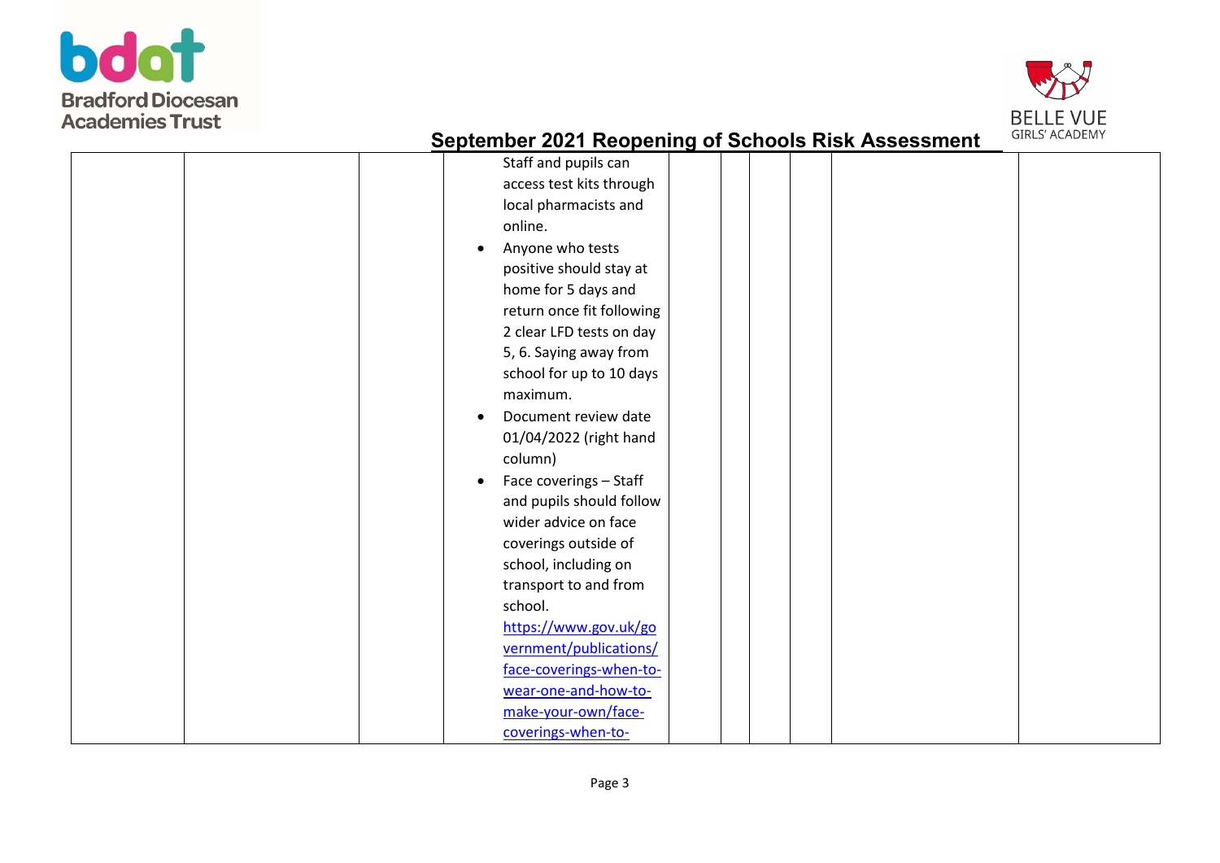## September 2021 Reopening of Schools Risk Assessment

| | | | | | | | | | |
|---|---|---|---|---|---|---|---|---|---|
| | | | Staff and pupils can access test kits through local pharmacists and online.<br>• Anyone who tests positive should stay at home for 5 days and return once fit following 2 clear LFD tests on day 5, 6. Saying away from school for up to 10 days maximum.<br>• Document review date 01/04/2022 (right hand column)<br>• Face coverings – Staff and pupils should follow wider advice on face coverings outside of school, including on transport to and from school. https://www.gov.uk/government/publications/face-coverings-when-to-wear-one-and-how-to-make-your-own/face-coverings-when-to- | | | | | | |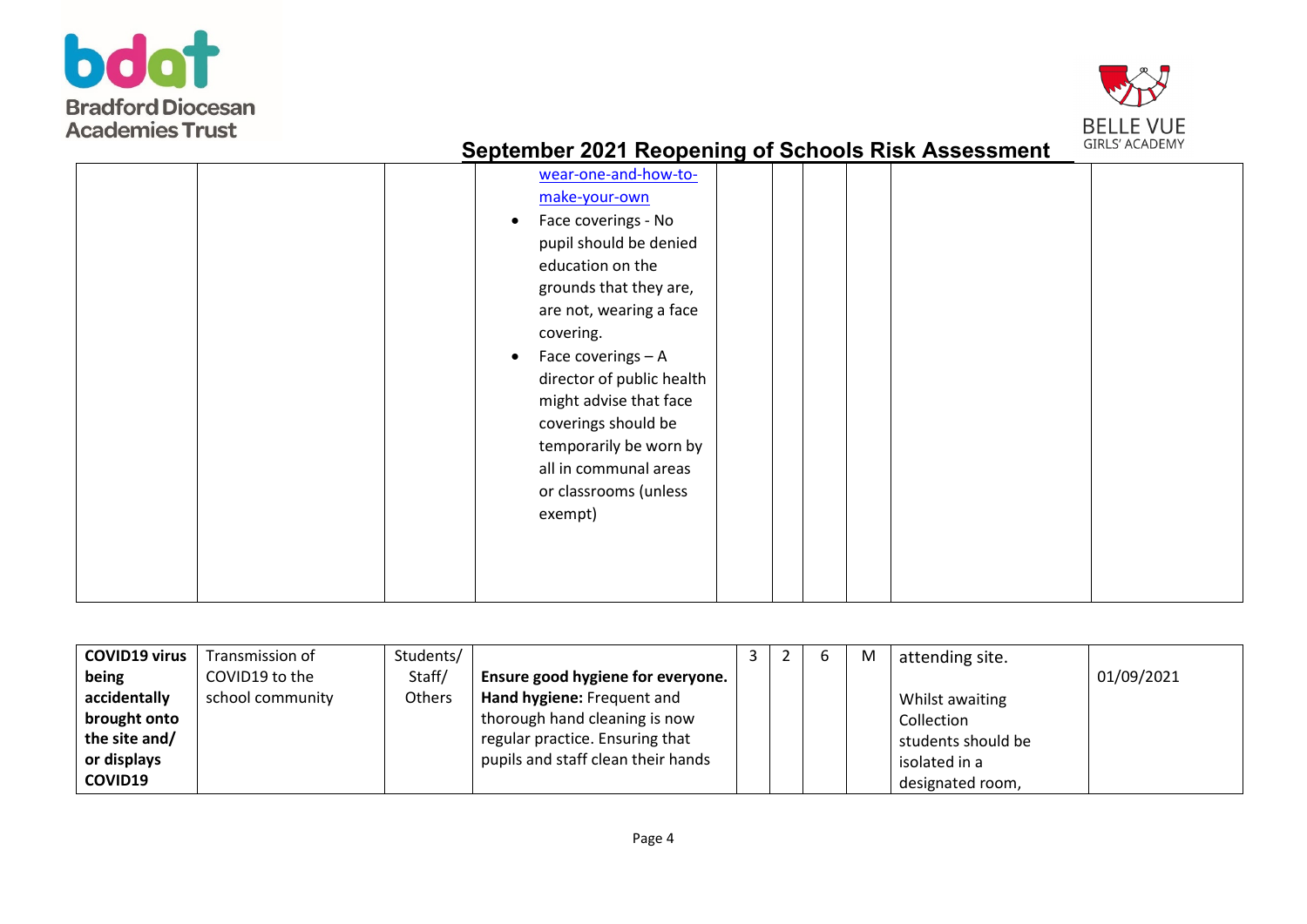| | | | | | | | | | |
|---|---|---|---|---|---|---|---|---|---|
| | | | wear-one-and-how-to-make-your-own<br>• Face coverings - No pupil should be denied education on the grounds that they are, are not, wearing a face covering.<br>• Face coverings – A director of public health might advise that face coverings should be temporarily be worn by all in communal areas or classrooms (unless exempt) | | | | | | |
| **COVID19 virus being accidentally brought onto the site and/ or displays COVID19** | Transmission of COVID19 to the school community | Students/ Staff/ Others | **Ensure good hygiene for everyone.**<br>**Hand hygiene:** Frequent and thorough hand cleaning is now regular practice. Ensuring that pupils and staff clean their hands | 3 | 2 | 6 | M | attending site.<br><br>Whilst awaiting Collection students should be isolated in a designated room, | 01/09/2021 |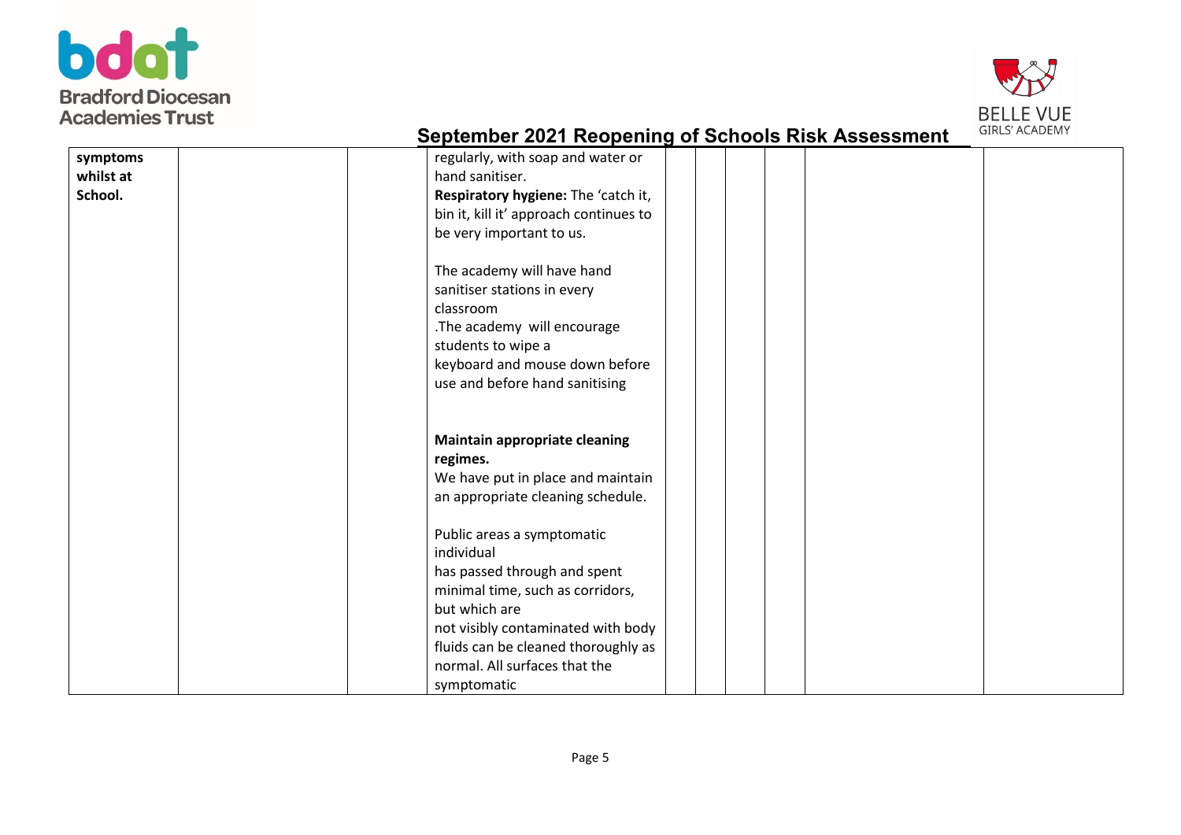# September 2021 Reopening of Schools Risk Assessment

| | | | | | | | | | |
|---|---|---|---|---|---|---|---|---|---|
| **symptoms whilst at School.** | | | regularly, with soap and water or hand sanitiser.<br>**Respiratory hygiene:** The 'catch it, bin it, kill it' approach continues to be very important to us.<br><br>The academy will have hand sanitiser stations in every classroom<br>.The academy will encourage students to wipe a keyboard and mouse down before use and before hand sanitising<br><br>**Maintain appropriate cleaning regimes.**<br>We have put in place and maintain an appropriate cleaning schedule.<br><br>Public areas a symptomatic individual has passed through and spent minimal time, such as corridors, but which are not visibly contaminated with body fluids can be cleaned thoroughly as normal. All surfaces that the symptomatic | | | | | | |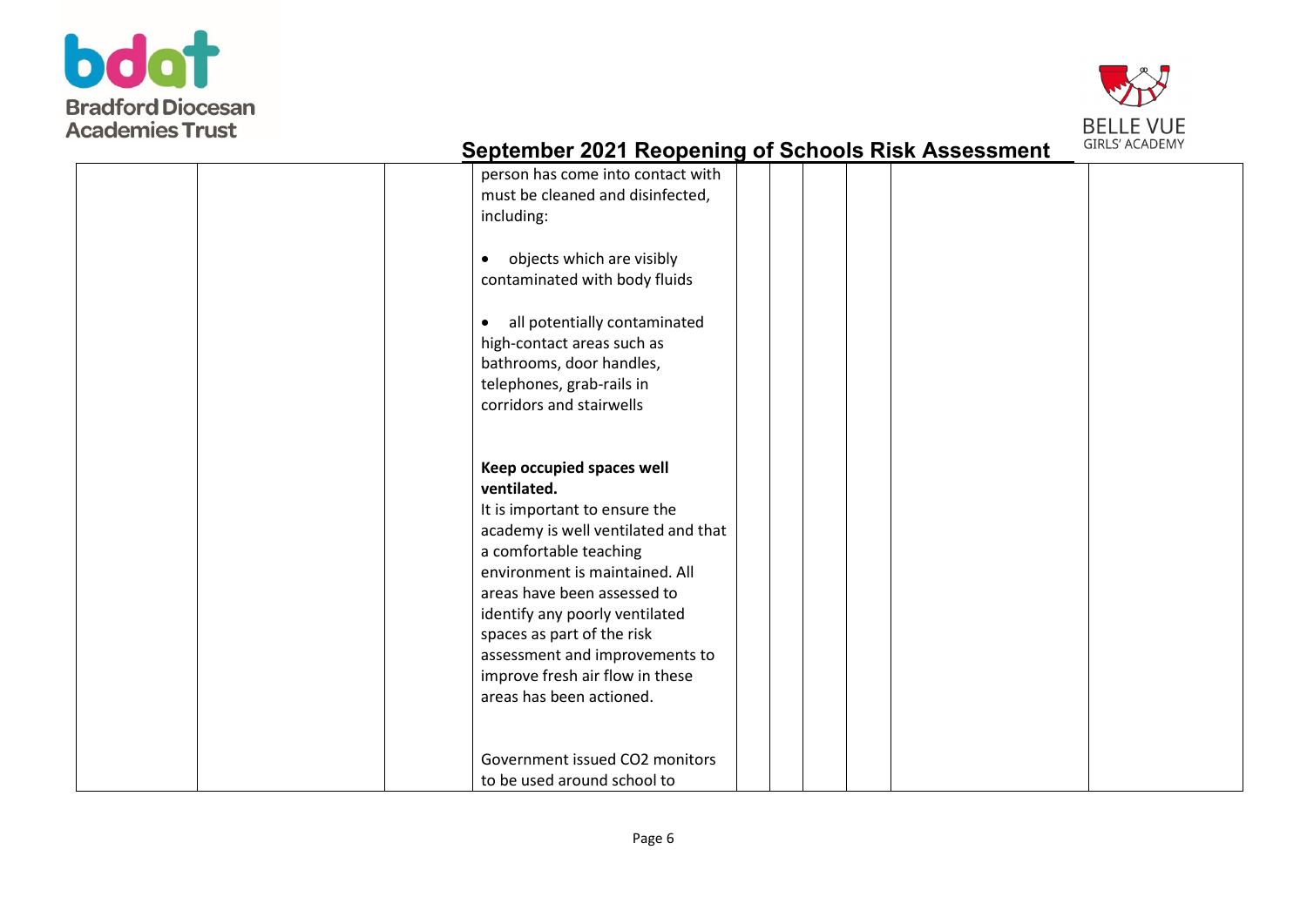| | | | | | | | | |
|---|---|---|---|---|---|---|---|---|
| | | | person has come into contact with must be cleaned and disinfected, including:<br><br>• objects which are visibly contaminated with body fluids<br><br>• all potentially contaminated high-contact areas such as bathrooms, door handles, telephones, grab-rails in corridors and stairwells<br><br><br>**Keep occupied spaces well ventilated.**<br>It is important to ensure the academy is well ventilated and that a comfortable teaching environment is maintained. All areas have been assessed to identify any poorly ventilated spaces as part of the risk assessment and improvements to improve fresh air flow in these areas has been actioned.<br><br><br>Government issued CO2 monitors to be used around school to | | | | | |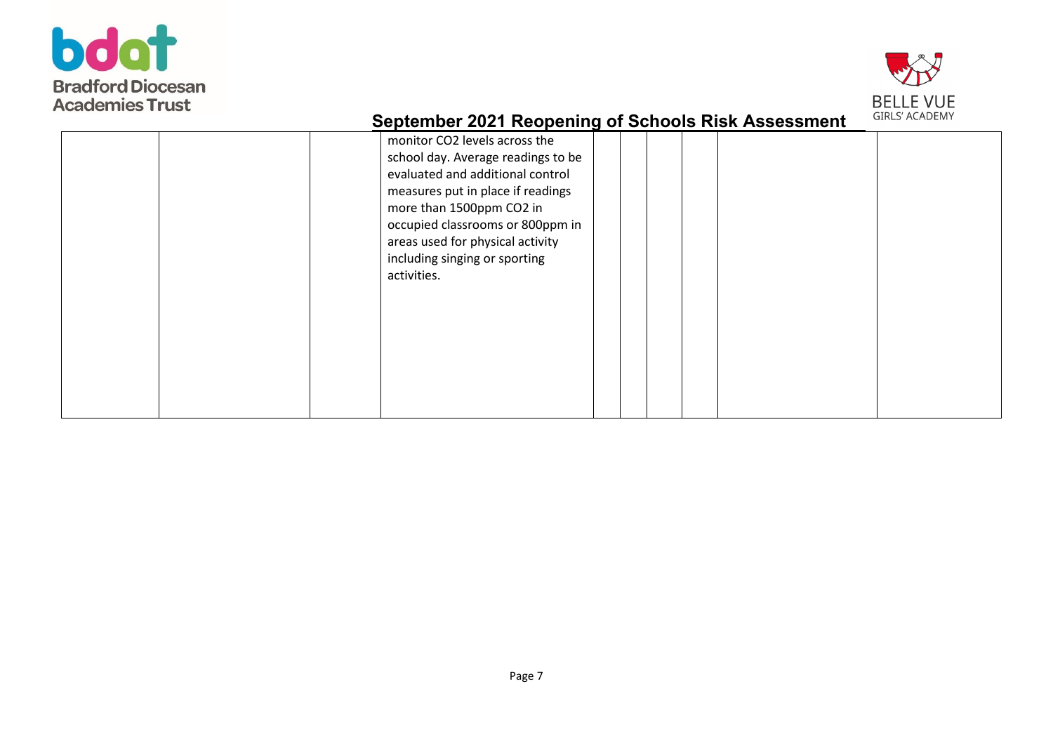| | | | | | | | | |
|---|---|---|---|---|---|---|---|---|
| | | | monitor $CO_2$ levels across the school day. Average readings to be evaluated and additional control measures put in place if readings more than 1500ppm $CO_2$ in occupied classrooms or 800ppm in areas used for physical activity including singing or sporting activities. | | | | | |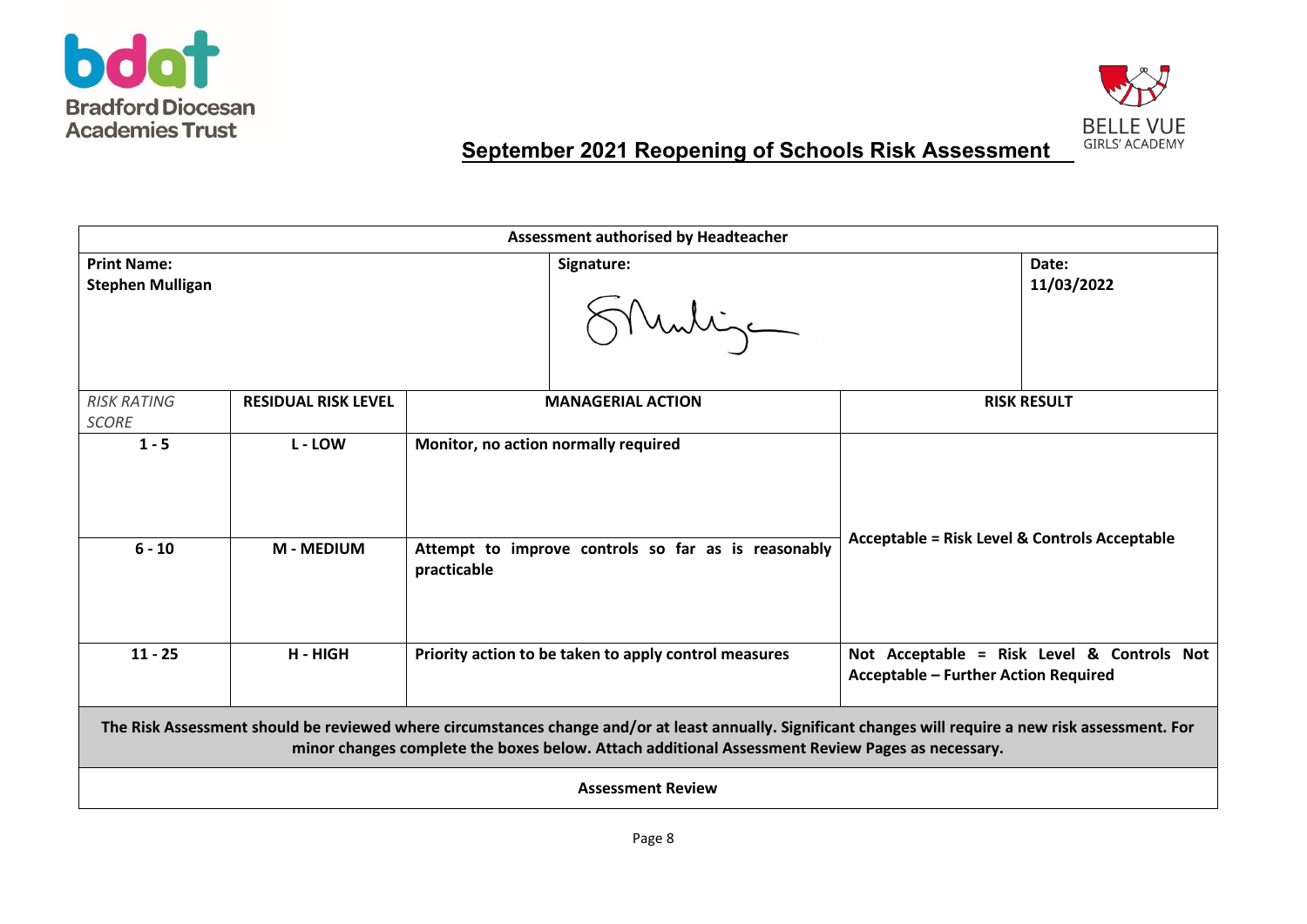## September 2021 Reopening of Schools Risk Assessment

| Assessment authorised by Headteacher | | | |
|---|---|---|---|
| **Print Name:** Stephen Mulligan | | **Signature:** | **Date:** 11/03/2022 |

| *RISK RATING SCORE* | **RESIDUAL RISK LEVEL** | **MANAGERIAL ACTION** | **RISK RESULT** |
|---|---|---|---|
| **1 - 5** | **L - LOW** | **Monitor, no action normally required** | **Acceptable = Risk Level & Controls Acceptable** |
| **6 - 10** | **M - MEDIUM** | **Attempt to improve controls so far as is reasonably practicable** | |
| **11 - 25** | **H - HIGH** | **Priority action to be taken to apply control measures** | **Not Acceptable = Risk Level & Controls Not Acceptable – Further Action Required** |

**The Risk Assessment should be reviewed where circumstances change and/or at least annually. Significant changes will require a new risk assessment. For minor changes complete the boxes below. Attach additional Assessment Review Pages as necessary.**

**Assessment Review**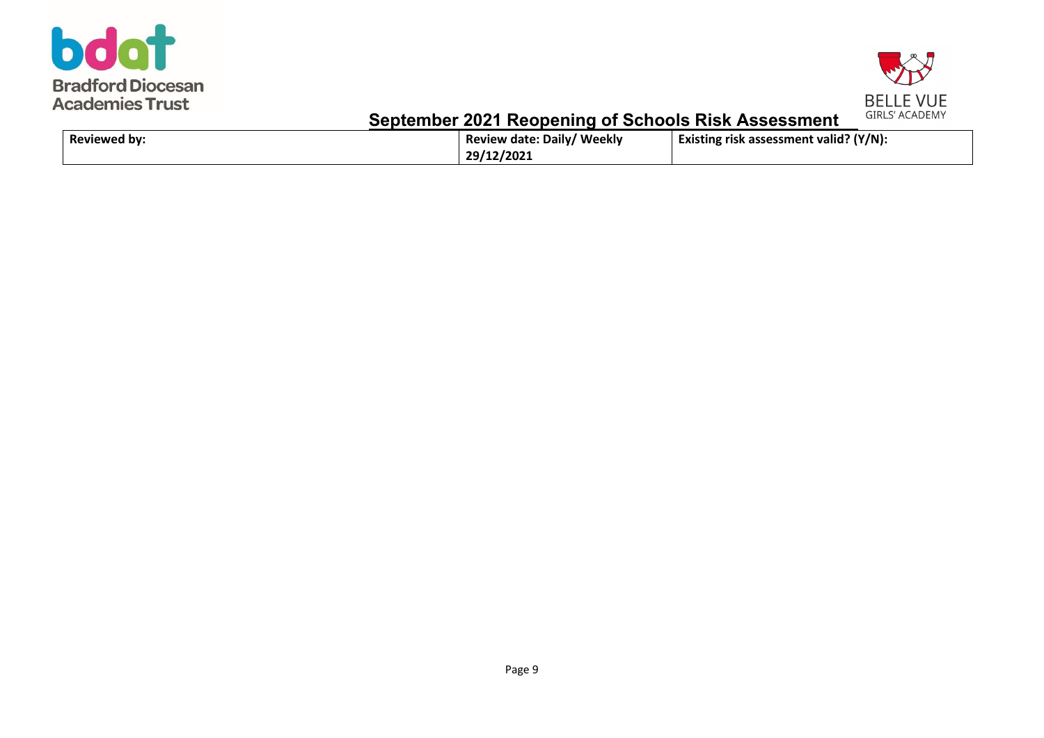Bradford Diocesan Academies Trust

BELLE VUE GIRLS' ACADEMY

## September 2021 Reopening of Schools Risk Assessment

| Reviewed by: | Review date: Daily/ Weekly 29/12/2021 | Existing risk assessment valid? (Y/N): |
|---|---|---|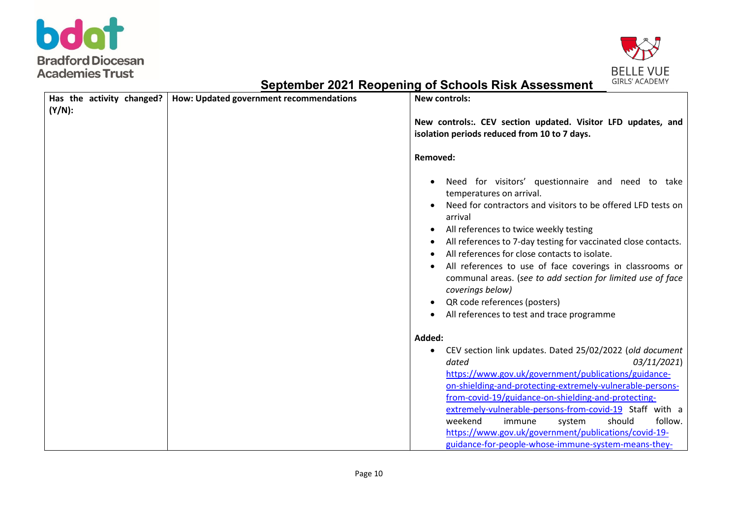## September 2021 Reopening of Schools Risk Assessment

| Has the activity changed? (Y/N): | How: Updated government recommendations | New controls: |
|---|---|---|
| | | **New controls:. CEV section updated. Visitor LFD updates, and isolation periods reduced from 10 to 7 days.**<br><br>**Removed:**<br><br>• Need for visitors' questionnaire and need to take temperatures on arrival.<br>• Need for contractors and visitors to be offered LFD tests on arrival<br>• All references to twice weekly testing<br>• All references to 7-day testing for vaccinated close contacts.<br>• All references for close contacts to isolate.<br>• All references to use of face coverings in classrooms or communal areas. (*see to add section for limited use of face coverings below)*<br>• QR code references (posters)<br>• All references to test and trace programme<br><br>**Added:**<br>• CEV section link updates. Dated 25/02/2022 (*old document dated 03/11/2021*) https://www.gov.uk/government/publications/guidance-on-shielding-and-protecting-extremely-vulnerable-persons-from-covid-19/guidance-on-shielding-and-protecting-extremely-vulnerable-persons-from-covid-19 Staff with a weekend immune system should follow. https://www.gov.uk/government/publications/covid-19-guidance-for-people-whose-immune-system-means-they- |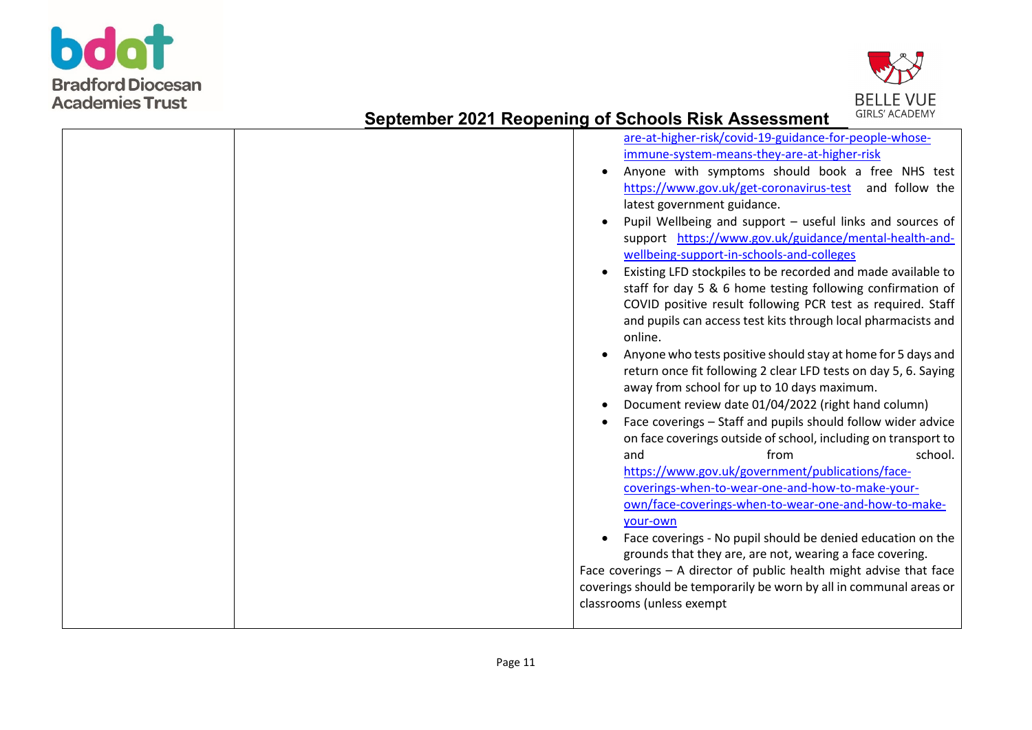## September 2021 Reopening of Schools Risk Assessment

| | | |
|---|---|---|
| | | are-at-higher-risk/covid-19-guidance-for-people-whose-immune-system-means-they-are-at-higher-risk<br>• Anyone with symptoms should book a free NHS test https://www.gov.uk/get-coronavirus-test and follow the latest government guidance.<br>• Pupil Wellbeing and support – useful links and sources of support https://www.gov.uk/guidance/mental-health-and-wellbeing-support-in-schools-and-colleges<br>• Existing LFD stockpiles to be recorded and made available to staff for day 5 & 6 home testing following confirmation of COVID positive result following PCR test as required. Staff and pupils can access test kits through local pharmacists and online.<br>• Anyone who tests positive should stay at home for 5 days and return once fit following 2 clear LFD tests on day 5, 6. Saying away from school for up to 10 days maximum.<br>• Document review date 01/04/2022 (right hand column)<br>• Face coverings – Staff and pupils should follow wider advice on face coverings outside of school, including on transport to and from school. https://www.gov.uk/government/publications/face-coverings-when-to-wear-one-and-how-to-make-your-own/face-coverings-when-to-wear-one-and-how-to-make-your-own<br>• Face coverings - No pupil should be denied education on the grounds that they are, are not, wearing a face covering.<br>Face coverings – A director of public health might advise that face coverings should be temporarily be worn by all in communal areas or classrooms (unless exempt |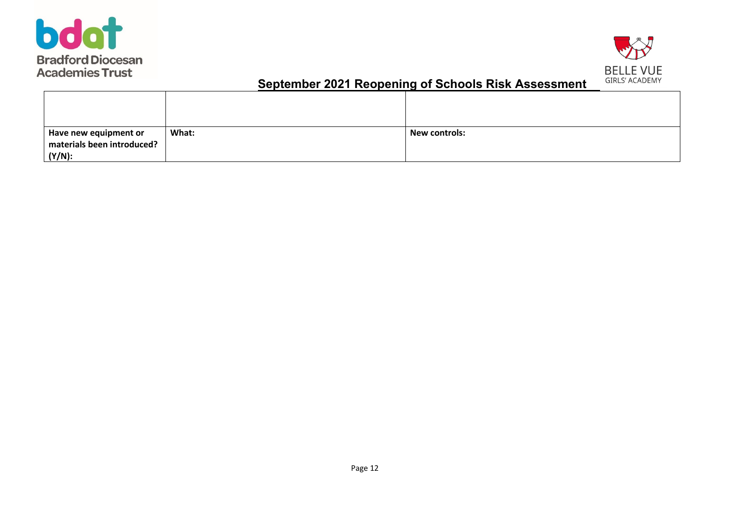# September 2021 Reopening of Schools Risk Assessment

| | | |
|---|---|---|
| | | |
| **Have new equipment or materials been introduced? (Y/N):** | **What:** | **New controls:** |